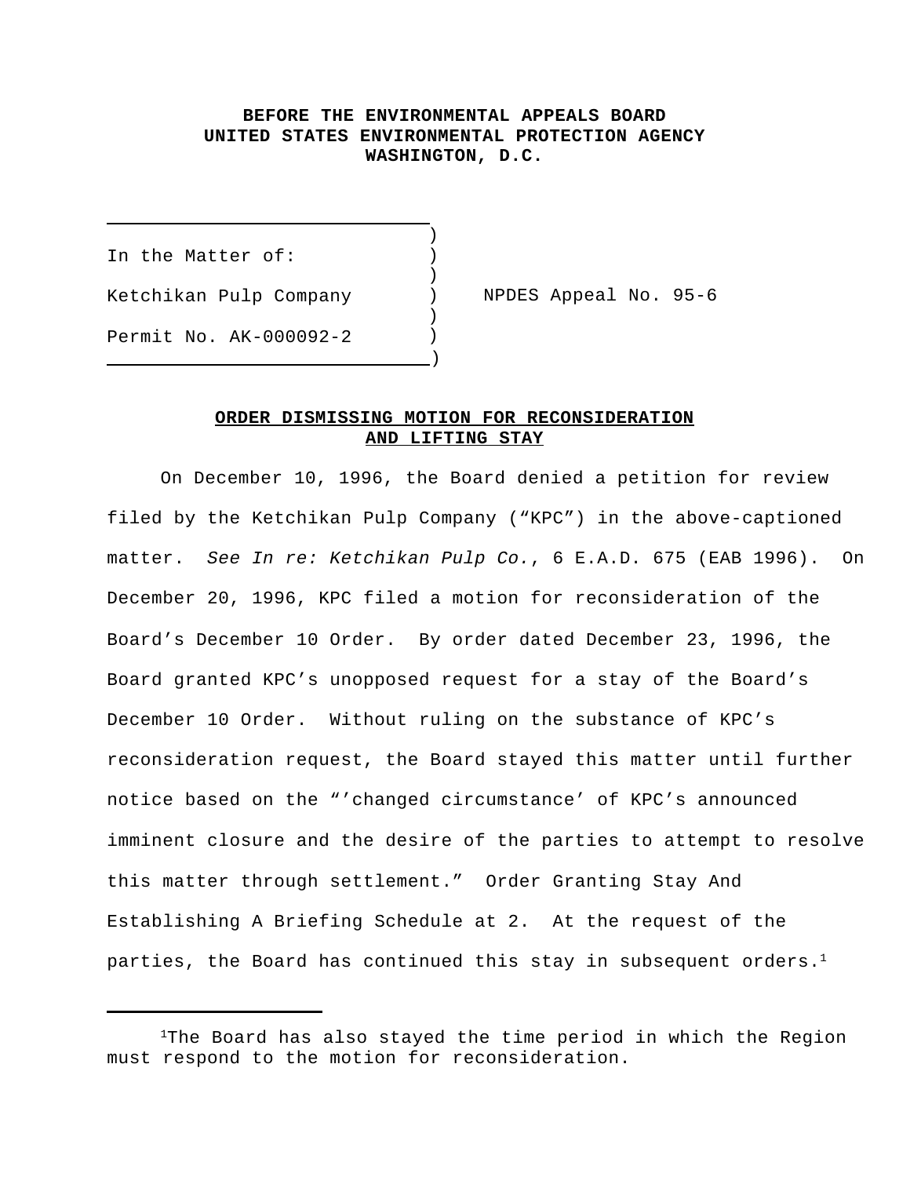**BEFORE THE ENVIRONMENTAL APPEALS BOARD**
**UNITED STATES ENVIRONMENTAL PROTECTION AGENCY**
**WASHINGTON, D.C.**

In the Matter of:

Ketchikan Pulp Company

Permit No. AK-000092-2

NPDES Appeal No. 95-6

**ORDER DISMISSING MOTION FOR RECONSIDERATION AND LIFTING STAY**

On December 10, 1996, the Board denied a petition for review filed by the Ketchikan Pulp Company ("KPC") in the above-captioned matter. *See In re: Ketchikan Pulp Co.*, 6 E.A.D. 675 (EAB 1996). On December 20, 1996, KPC filed a motion for reconsideration of the Board's December 10 Order. By order dated December 23, 1996, the Board granted KPC's unopposed request for a stay of the Board's December 10 Order. Without ruling on the substance of KPC's reconsideration request, the Board stayed this matter until further notice based on the "'changed circumstance' of KPC's announced imminent closure and the desire of the parties to attempt to resolve this matter through settlement." Order Granting Stay And Establishing A Briefing Schedule at 2. At the request of the parties, the Board has continued this stay in subsequent orders.[1]

[1]The Board has also stayed the time period in which the Region must respond to the motion for reconsideration.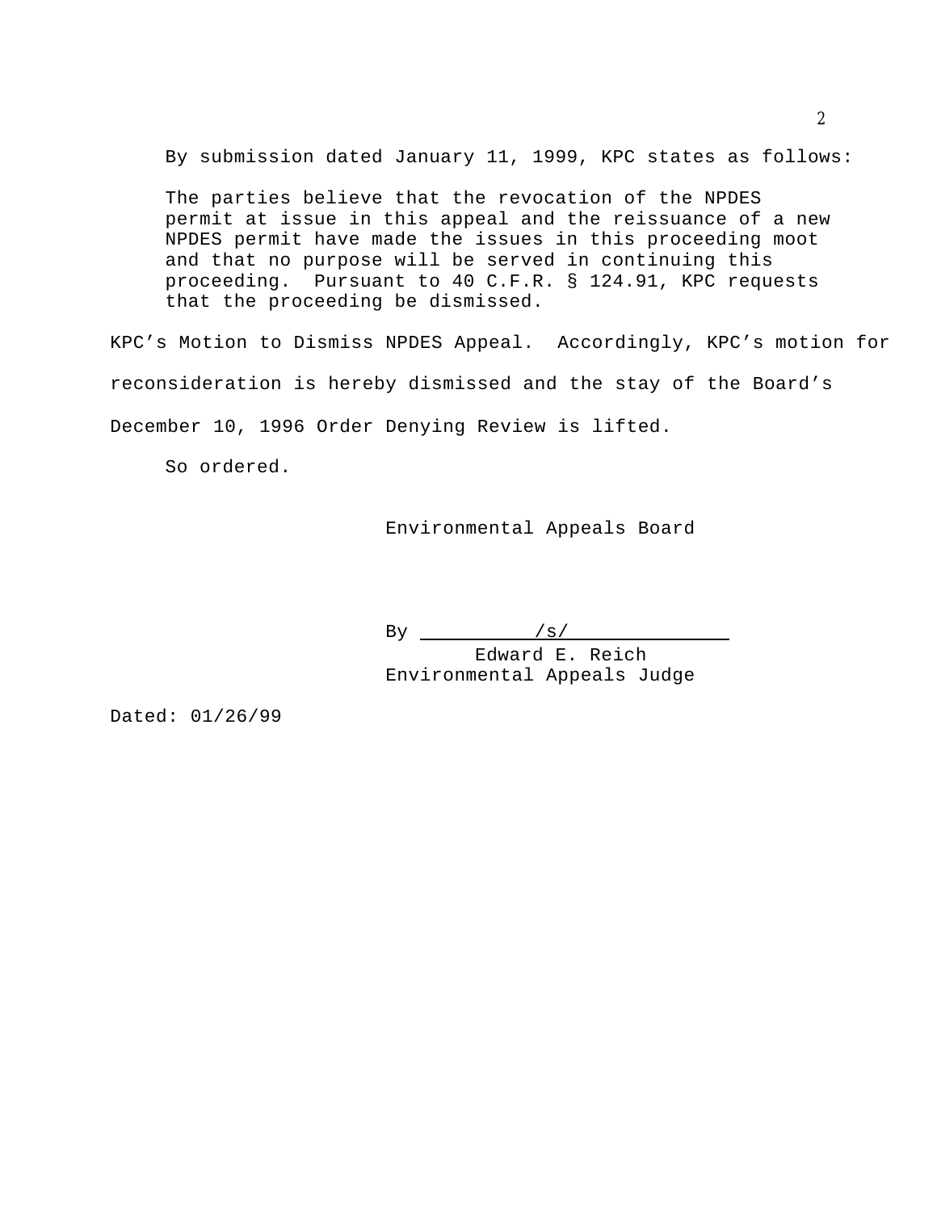By submission dated January 11, 1999, KPC states as follows:

> The parties believe that the revocation of the NPDES permit at issue in this appeal and the reissuance of a new NPDES permit have made the issues in this proceeding moot and that no purpose will be served in continuing this proceeding. Pursuant to 40 C.F.R. § 124.91, KPC requests that the proceeding be dismissed.

KPC's Motion to Dismiss NPDES Appeal. Accordingly, KPC's motion for reconsideration is hereby dismissed and the stay of the Board's December 10, 1996 Order Denying Review is lifted.

So ordered.

Environmental Appeals Board

By /s/
Edward E. Reich
Environmental Appeals Judge

Dated: 01/26/99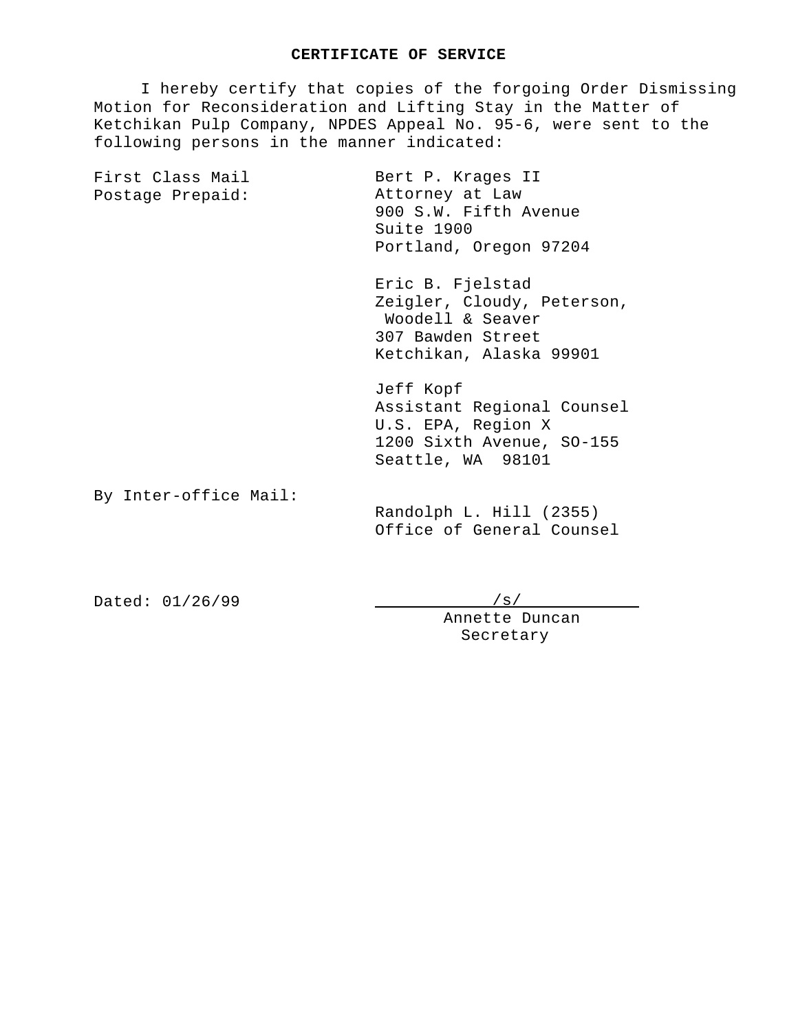**CERTIFICATE OF SERVICE**

I hereby certify that copies of the forgoing Order Dismissing Motion for Reconsideration and Lifting Stay in the Matter of Ketchikan Pulp Company, NPDES Appeal No. 95-6, were sent to the following persons in the manner indicated:

First Class Mail Postage Prepaid:

Bert P. Krages II
Attorney at Law
900 S.W. Fifth Avenue
Suite 1900
Portland, Oregon 97204

Eric B. Fjelstad
Zeigler, Cloudy, Peterson, Woodell & Seaver
307 Bawden Street
Ketchikan, Alaska 99901

Jeff Kopf
Assistant Regional Counsel
U.S. EPA, Region X
1200 Sixth Avenue, SO-155
Seattle, WA 98101

By Inter-office Mail:

Randolph L. Hill (2355)
Office of General Counsel

Dated: 01/26/99

/s/
Annette Duncan
Secretary